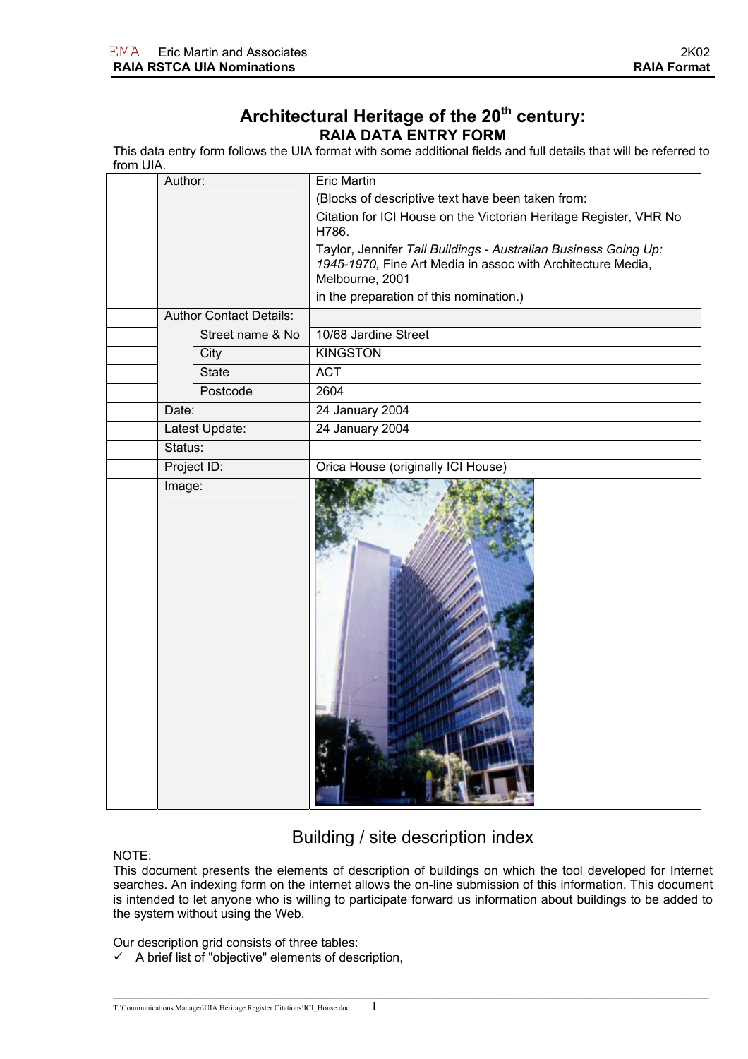# Architectural Heritage of the 20th century:

## RAIA DATA ENTRY FORM

This data entry form follows the UIA format with some additional fields and full details that will be referred to from UIA.

| | | |
|---|---|---|
| Author: | | Eric Martin<br>(Blocks of descriptive text have been taken from:<br>Citation for ICI House on the Victorian Heritage Register, VHR No H786.<br>Taylor, Jennifer *Tall Buildings - Australian Business Going Up: 1945-1970,* Fine Art Media in assoc with Architecture Media, Melbourne, 2001<br>in the preparation of this nomination.) |
| Author Contact Details: | | |
| | Street name & No | 10/68 Jardine Street |
| | City | KINGSTON |
| | State | ACT |
| | Postcode | 2604 |
| Date: | | 24 January 2004 |
| Latest Update: | | 24 January 2004 |
| Status: | | |
| Project ID: | | Orica House (originally ICI House) |
| Image: | | |

## Building / site description index

NOTE:

This document presents the elements of description of buildings on which the tool developed for Internet searches. An indexing form on the internet allows the on-line submission of this information. This document is intended to let anyone who is willing to participate forward us information about buildings to be added to the system without using the Web.

Our description grid consists of three tables:

- ✓ A brief list of "objective" elements of description,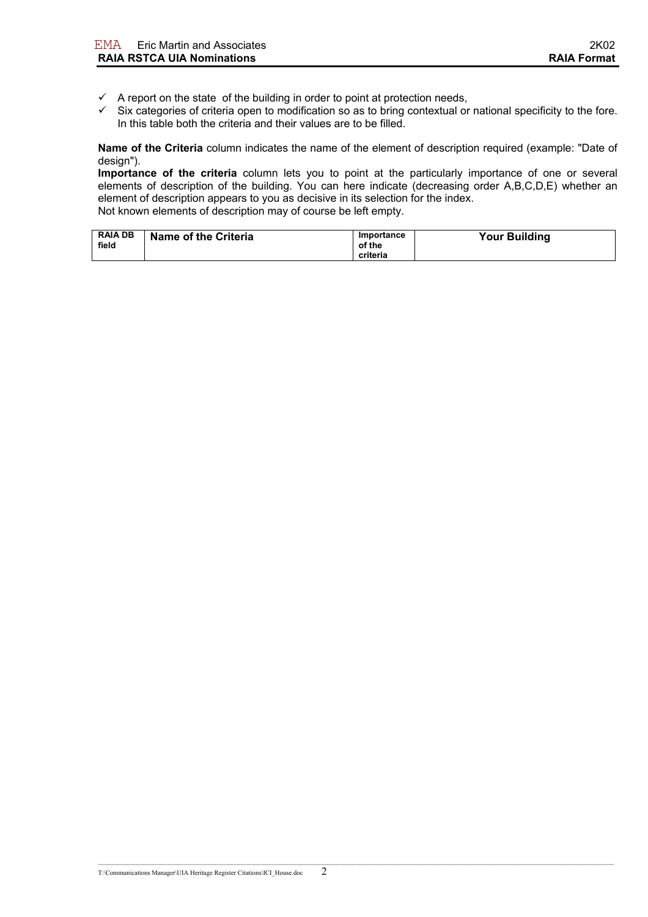- ✓ A report on the state of the building in order to point at protection needs,
- ✓ Six categories of criteria open to modification so as to bring contextual or national specificity to the fore. In this table both the criteria and their values are to be filled.

**Name of the Criteria** column indicates the name of the element of description required (example: "Date of design").

**Importance of the criteria** column lets you to point at the particularly importance of one or several elements of description of the building. You can here indicate (decreasing order A,B,C,D,E) whether an element of description appears to you as decisive in its selection for the index.

Not known elements of description may of course be left empty.

| RAIA DB field | Name of the Criteria | Importance of the criteria | Your Building |
|---|---|---|---|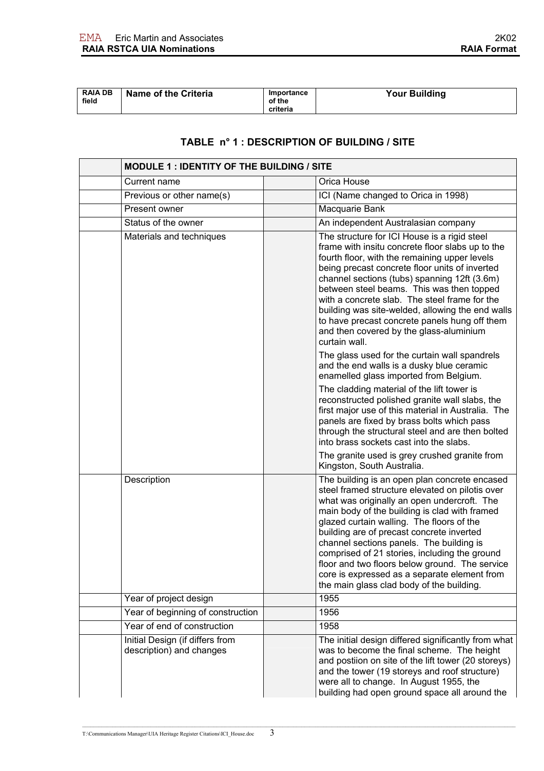| RAIA DB field | Name of the Criteria | Importance of the criteria | Your Building |
|---|---|---|---|

## TABLE n° 1 : DESCRIPTION OF BUILDING / SITE

| | MODULE 1 : IDENTITY OF THE BUILDING / SITE | | |
|---|---|---|---|
| | Current name | | Orica House |
| | Previous or other name(s) | | ICI (Name changed to Orica in 1998) |
| | Present owner | | Macquarie Bank |
| | Status of the owner | | An independent Australasian company |
| | Materials and techniques | | The structure for ICI House is a rigid steel frame with insitu concrete floor slabs up to the fourth floor, with the remaining upper levels being precast concrete floor units of inverted channel sections (tubs) spanning 12ft (3.6m) between steel beams. This was then topped with a concrete slab. The steel frame for the building was site-welded, allowing the end walls to have precast concrete panels hung off them and then covered by the glass-aluminium curtain wall.<br><br>The glass used for the curtain wall spandrels and the end walls is a dusky blue ceramic enamelled glass imported from Belgium.<br><br>The cladding material of the lift tower is reconstructed polished granite wall slabs, the first major use of this material in Australia. The panels are fixed by brass bolts which pass through the structural steel and are then bolted into brass sockets cast into the slabs.<br><br>The granite used is grey crushed granite from Kingston, South Australia. |
| | Description | | The building is an open plan concrete encased steel framed structure elevated on pilotis over what was originally an open undercroft. The main body of the building is clad with framed glazed curtain walling. The floors of the building are of precast concrete inverted channel sections panels. The building is comprised of 21 stories, including the ground floor and two floors below ground. The service core is expressed as a separate element from the main glass clad body of the building. |
| | Year of project design | | 1955 |
| | Year of beginning of construction | | 1956 |
| | Year of end of construction | | 1958 |
| | Initial Design (if differs from description) and changes | | The initial design differed significantly from what was to become the final scheme. The height and postiion on site of the lift tower (20 storeys) and the tower (19 storeys and roof structure) were all to change. In August 1955, the building had open ground space all around the |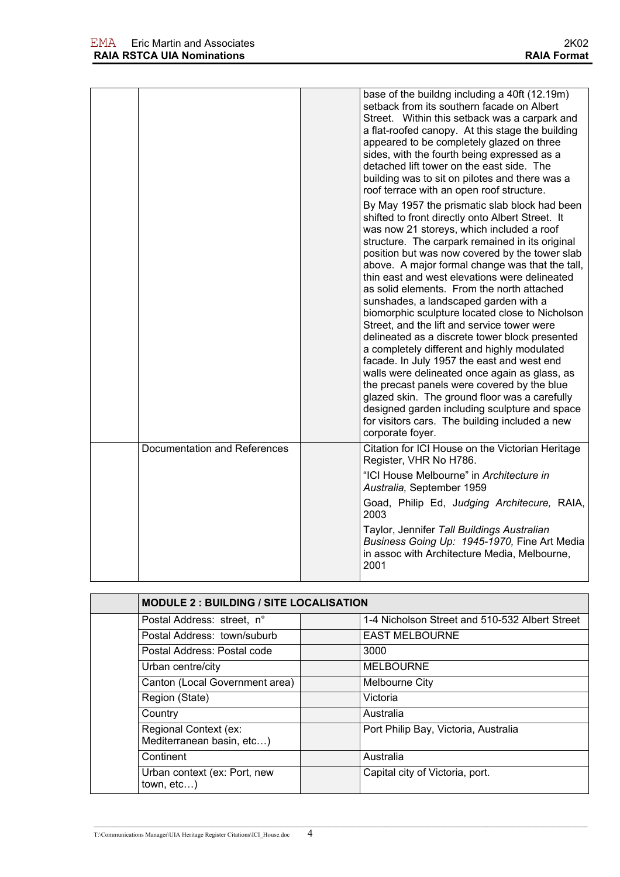| | | | |
|---|---|---|---|
| | | | base of the buildng including a 40ft (12.19m) setback from its southern facade on Albert Street. Within this setback was a carpark and a flat-roofed canopy. At this stage the building appeared to be completely glazed on three sides, with the fourth being expressed as a detached lift tower on the east side. The building was to sit on pilotes and there was a roof terrace with an open roof structure.<br><br>By May 1957 the prismatic slab block had been shifted to front directly onto Albert Street. It was now 21 storeys, which included a roof structure. The carpark remained in its original position but was now covered by the tower slab above. A major formal change was that the tall, thin east and west elevations were delineated as solid elements. From the north attached sunshades, a landscaped garden with a biomorphic sculpture located close to Nicholson Street, and the lift and service tower were delineated as a discrete tower block presented a completely different and highly modulated facade. In July 1957 the east and west end walls were delineated once again as glass, as the precast panels were covered by the blue glazed skin. The ground floor was a carefully designed garden including sculpture and space for visitors cars. The building included a new corporate foyer. |
| | Documentation and References | | Citation for ICI House on the Victorian Heritage Register, VHR No H786.<br><br>"ICI House Melbourne" in *Architecture in Australia,* September 1959<br><br>Goad, Philip Ed, J*udging Architecure,* RAIA, 2003<br><br>Taylor, Jennifer *Tall Buildings Australian Business Going Up: 1945-1970,* Fine Art Media in assoc with Architecture Media, Melbourne, 2001 |

| | **MODULE 2 : BUILDING / SITE LOCALISATION** | | |
|---|---|---|---|
| | Postal Address: street, n° | | 1-4 Nicholson Street and 510-532 Albert Street |
| | Postal Address: town/suburb | | EAST MELBOURNE |
| | Postal Address: Postal code | | 3000 |
| | Urban centre/city | | MELBOURNE |
| | Canton (Local Government area) | | Melbourne City |
| | Region (State) | | Victoria |
| | Country | | Australia |
| | Regional Context (ex: Mediterranean basin, etc…) | | Port Philip Bay, Victoria, Australia |
| | Continent | | Australia |
| | Urban context (ex: Port, new town, etc…) | | Capital city of Victoria, port. |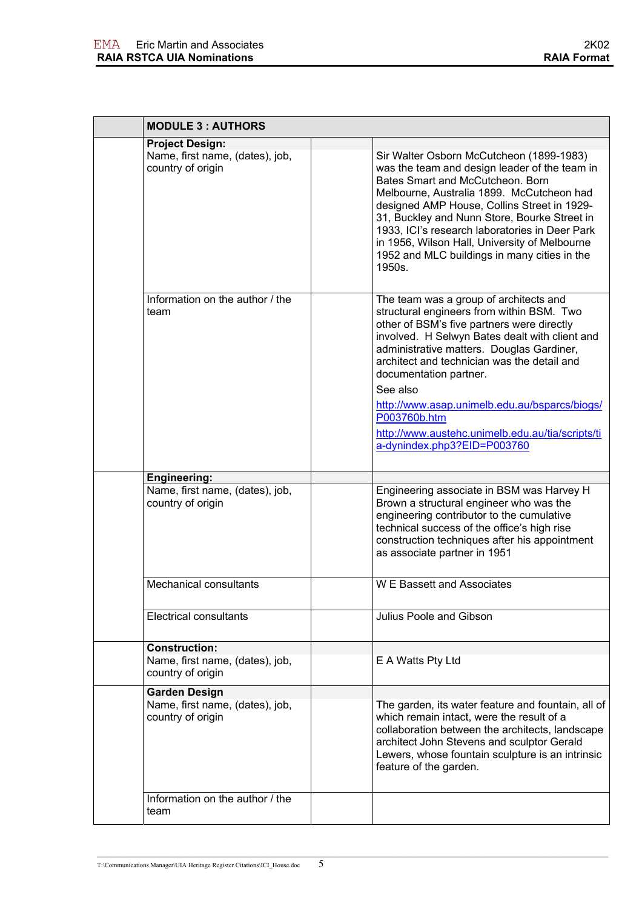| | MODULE 3 : AUTHORS | | |
|---|---|---|---|
| | **Project Design:** | | |
| | Name, first name, (dates), job, country of origin | | Sir Walter Osborn McCutcheon (1899-1983) was the team and design leader of the team in Bates Smart and McCutcheon. Born Melbourne, Australia 1899. McCutcheon had designed AMP House, Collins Street in 1929-31, Buckley and Nunn Store, Bourke Street in 1933, ICI's research laboratories in Deer Park in 1956, Wilson Hall, University of Melbourne 1952 and MLC buildings in many cities in the 1950s. |
| | Information on the author / the team | | The team was a group of architects and structural engineers from within BSM. Two other of BSM's five partners were directly involved. H Selwyn Bates dealt with client and administrative matters. Douglas Gardiner, architect and technician was the detail and documentation partner. See also http://www.asap.unimelb.edu.au/bsparcs/biogs/P003760b.htm http://www.austehc.unimelb.edu.au/tia/scripts/tia-dynindex.php3?EID=P003760 |
| | **Engineering:** | | |
| | Name, first name, (dates), job, country of origin | | Engineering associate in BSM was Harvey H Brown a structural engineer who was the engineering contributor to the cumulative technical success of the office's high rise construction techniques after his appointment as associate partner in 1951 |
| | Mechanical consultants | | W E Bassett and Associates |
| | Electrical consultants | | Julius Poole and Gibson |
| | **Construction:** | | |
| | Name, first name, (dates), job, country of origin | | E A Watts Pty Ltd |
| | **Garden Design** | | |
| | Name, first name, (dates), job, country of origin | | The garden, its water feature and fountain, all of which remain intact, were the result of a collaboration between the architects, landscape architect John Stevens and sculptor Gerald Lewers, whose fountain sculpture is an intrinsic feature of the garden. |
| | Information on the author / the team | | |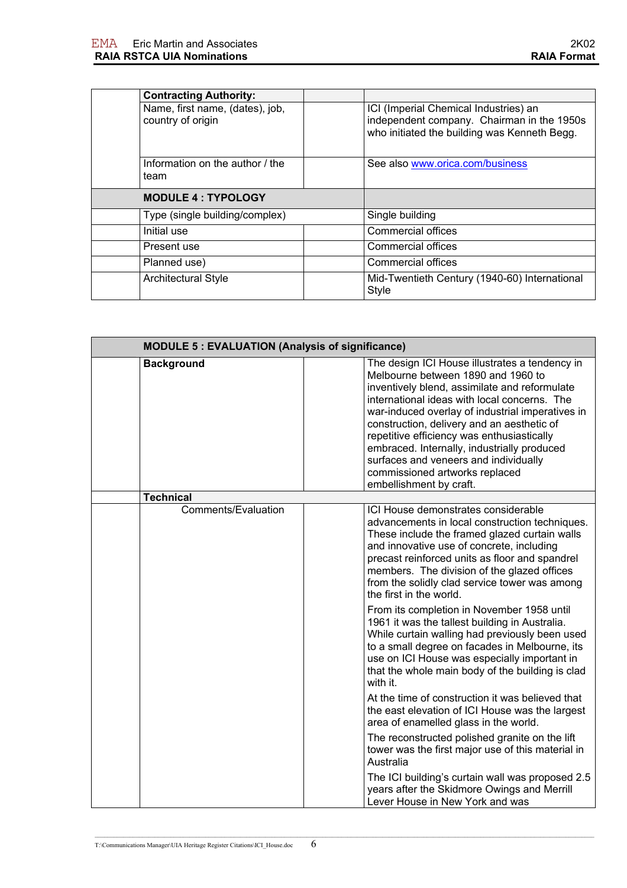| | Contracting Authority: | | |
|---|---|---|---|
| | Name, first name, (dates), job, country of origin | | ICI (Imperial Chemical Industries) an independent company. Chairman in the 1950s who initiated the building was Kenneth Begg. |
| | Information on the author / the team | | See also www.orica.com/business |
| | **MODULE 4 : TYPOLOGY** | | |
| | Type (single building/complex) | | Single building |
| | Initial use | | Commercial offices |
| | Present use | | Commercial offices |
| | Planned use) | | Commercial offices |
| | Architectural Style | | Mid-Twentieth Century (1940-60) International Style |

| | MODULE 5 : EVALUATION (Analysis of significance) | | |
|---|---|---|---|
| | **Background** | | The design ICI House illustrates a tendency in Melbourne between 1890 and 1960 to inventively blend, assimilate and reformulate international ideas with local concerns. The war-induced overlay of industrial imperatives in construction, delivery and an aesthetic of repetitive efficiency was enthusiastically embraced. Internally, industrially produced surfaces and veneers and individually commissioned artworks replaced embellishment by craft. |
| | **Technical** | | |
| | Comments/Evaluation | | ICI House demonstrates considerable advancements in local construction techniques. These include the framed glazed curtain walls and innovative use of concrete, including precast reinforced units as floor and spandrel members. The division of the glazed offices from the solidly clad service tower was among the first in the world.<br><br>From its completion in November 1958 until 1961 it was the tallest building in Australia. While curtain walling had previously been used to a small degree on facades in Melbourne, its use on ICI House was especially important in that the whole main body of the building is clad with it.<br><br>At the time of construction it was believed that the east elevation of ICI House was the largest area of enamelled glass in the world.<br><br>The reconstructed polished granite on the lift tower was the first major use of this material in Australia<br><br>The ICI building's curtain wall was proposed 2.5 years after the Skidmore Owings and Merrill Lever House in New York and was |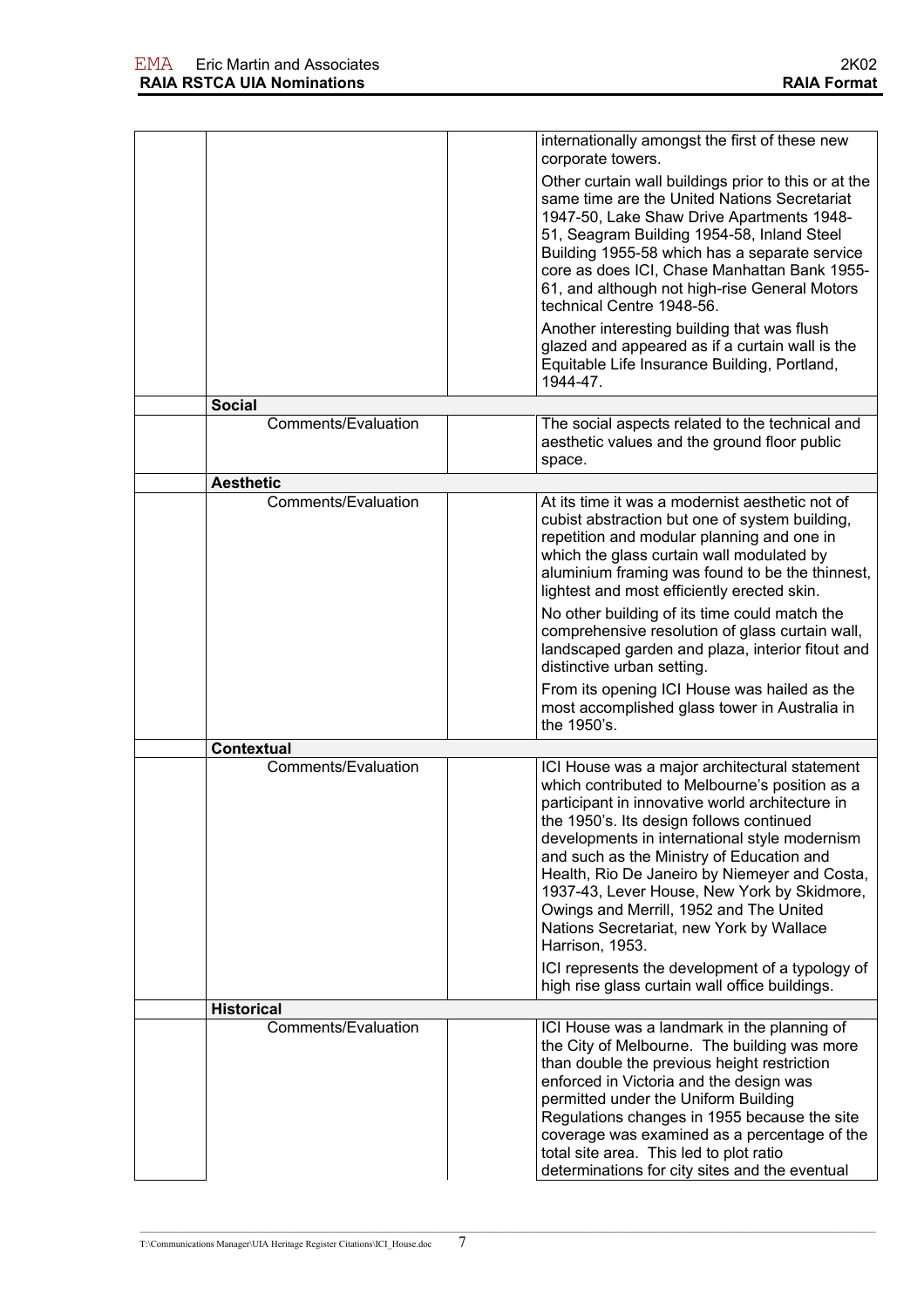| | | | |
|---|---|---|---|
| | | | internationally amongst the first of these new corporate towers.<br><br>Other curtain wall buildings prior to this or at the same time are the United Nations Secretariat 1947-50, Lake Shaw Drive Apartments 1948-51, Seagram Building 1954-58, Inland Steel Building 1955-58 which has a separate service core as does ICI, Chase Manhattan Bank 1955-61, and although not high-rise General Motors technical Centre 1948-56.<br><br>Another interesting building that was flush glazed and appeared as if a curtain wall is the Equitable Life Insurance Building, Portland, 1944-47. |
| | **Social** | | |
| | Comments/Evaluation | | The social aspects related to the technical and aesthetic values and the ground floor public space. |
| | **Aesthetic** | | |
| | Comments/Evaluation | | At its time it was a modernist aesthetic not of cubist abstraction but one of system building, repetition and modular planning and one in which the glass curtain wall modulated by aluminium framing was found to be the thinnest, lightest and most efficiently erected skin.<br><br>No other building of its time could match the comprehensive resolution of glass curtain wall, landscaped garden and plaza, interior fitout and distinctive urban setting.<br><br>From its opening ICI House was hailed as the most accomplished glass tower in Australia in the 1950's. |
| | **Contextual** | | |
| | Comments/Evaluation | | ICI House was a major architectural statement which contributed to Melbourne's position as a participant in innovative world architecture in the 1950's. Its design follows continued developments in international style modernism and such as the Ministry of Education and Health, Rio De Janeiro by Niemeyer and Costa, 1937-43, Lever House, New York by Skidmore, Owings and Merrill, 1952 and The United Nations Secretariat, new York by Wallace Harrison, 1953.<br><br>ICI represents the development of a typology of high rise glass curtain wall office buildings. |
| | **Historical** | | |
| | Comments/Evaluation | | ICI House was a landmark in the planning of the City of Melbourne. The building was more than double the previous height restriction enforced in Victoria and the design was permitted under the Uniform Building Regulations changes in 1955 because the site coverage was examined as a percentage of the total site area. This led to plot ratio determinations for city sites and the eventual |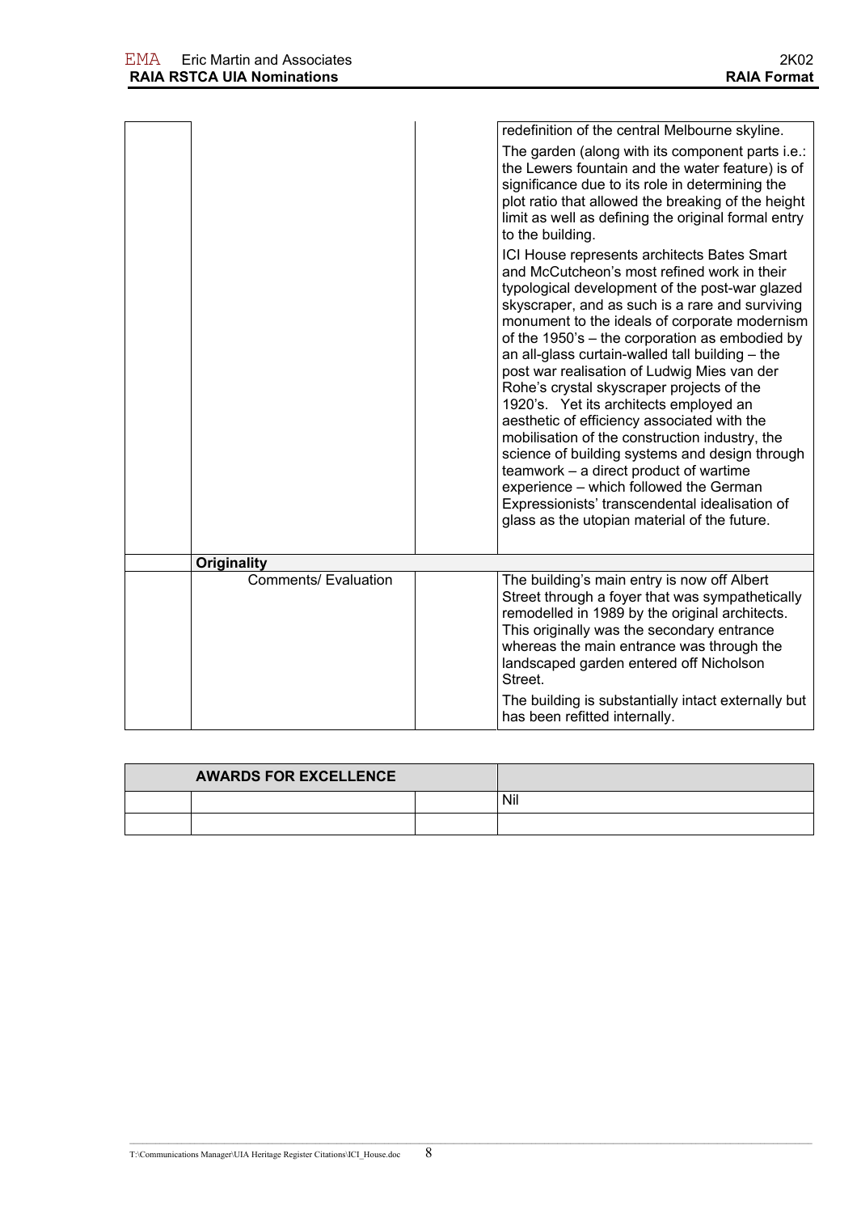| | | | |
|---|---|---|---|
| | | | redefinition of the central Melbourne skyline.<br><br>The garden (along with its component parts i.e.: the Lewers fountain and the water feature) is of significance due to its role in determining the plot ratio that allowed the breaking of the height limit as well as defining the original formal entry to the building.<br><br>ICI House represents architects Bates Smart and McCutcheon's most refined work in their typological development of the post-war glazed skyscraper, and as such is a rare and surviving monument to the ideals of corporate modernism of the 1950's – the corporation as embodied by an all-glass curtain-walled tall building – the post war realisation of Ludwig Mies van der Rohe's crystal skyscraper projects of the 1920's. Yet its architects employed an aesthetic of efficiency associated with the mobilisation of the construction industry, the science of building systems and design through teamwork – a direct product of wartime experience – which followed the German Expressionists' transcendental idealisation of glass as the utopian material of the future. |
| | **Originality** | | |
| | Comments/ Evaluation | | The building's main entry is now off Albert Street through a foyer that was sympathetically remodelled in 1989 by the original architects. This originally was the secondary entrance whereas the main entrance was through the landscaped garden entered off Nicholson Street.<br><br>The building is substantially intact externally but has been refitted internally. |

| | **AWARDS FOR EXCELLENCE** | | |
|---|---|---|---|
| | | | Nil |
| | | | |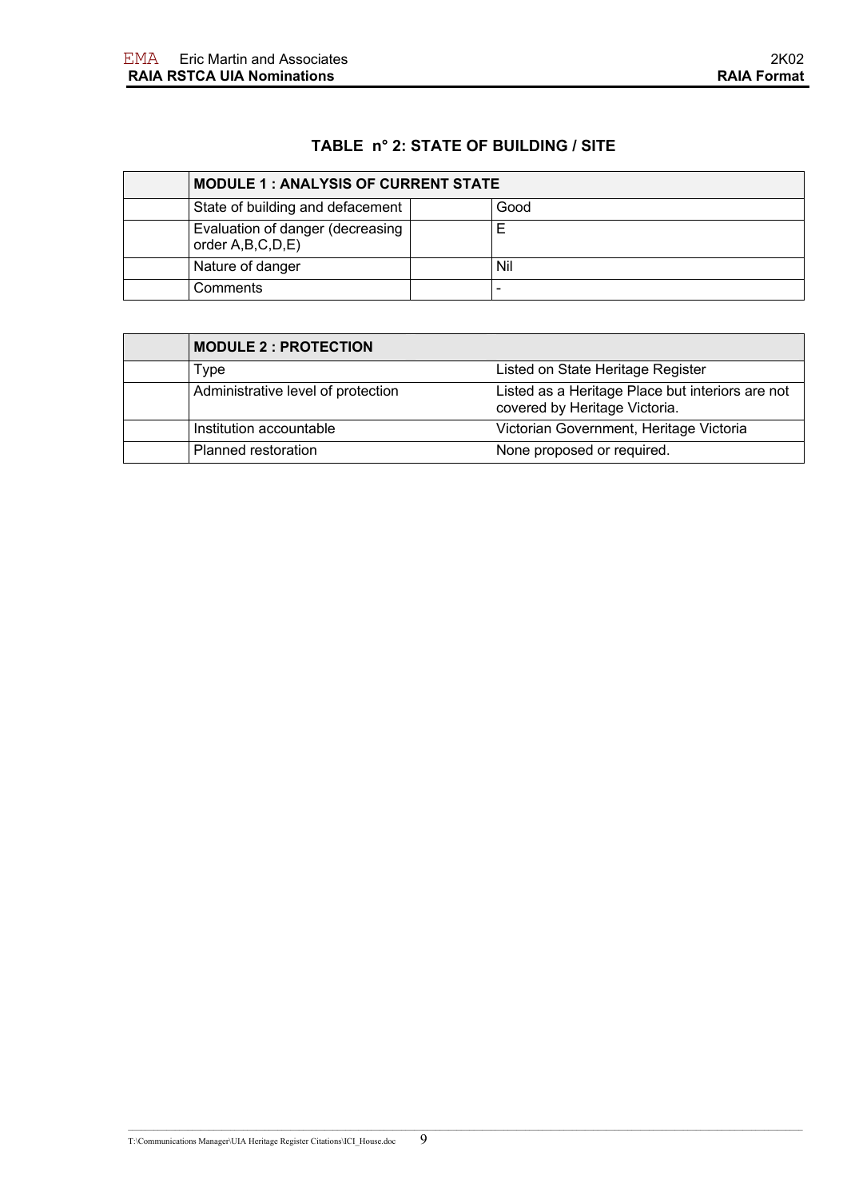### TABLE n° 2: STATE OF BUILDING / SITE

| | MODULE 1 : ANALYSIS OF CURRENT STATE | | |
|---|---|---|---|
| | State of building and defacement | | Good |
| | Evaluation of danger (decreasing order A,B,C,D,E) | | E |
| | Nature of danger | | Nil |
| | Comments | | - |

| | MODULE 2 : PROTECTION | |
|---|---|---|
| | Type | Listed on State Heritage Register |
| | Administrative level of protection | Listed as a Heritage Place but interiors are not covered by Heritage Victoria. |
| | Institution accountable | Victorian Government, Heritage Victoria |
| | Planned restoration | None proposed or required. |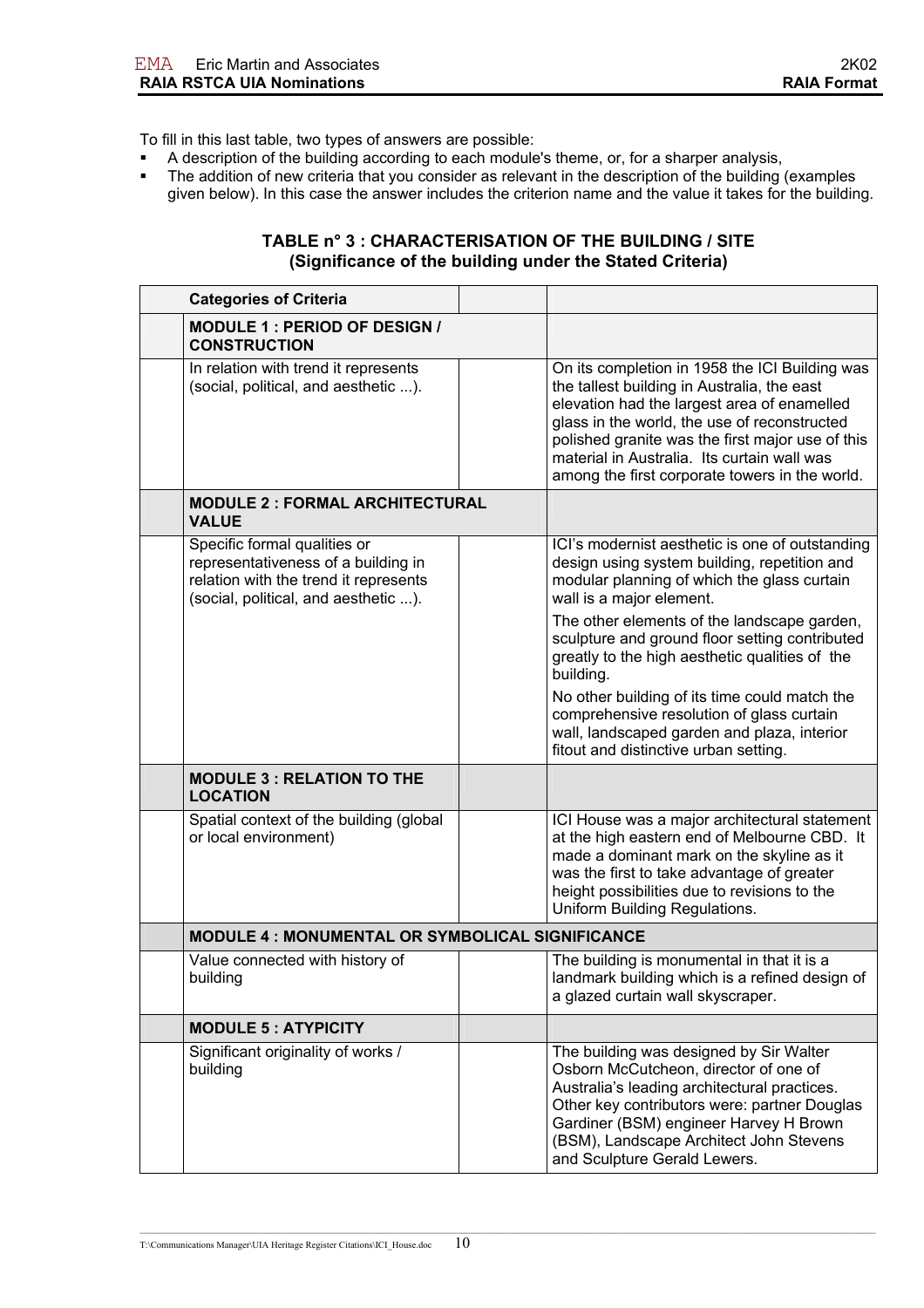To fill in this last table, two types of answers are possible:

- A description of the building according to each module's theme, or, for a sharper analysis,
- The addition of new criteria that you consider as relevant in the description of the building (examples given below). In this case the answer includes the criterion name and the value it takes for the building.

**TABLE n° 3 : CHARACTERISATION OF THE BUILDING / SITE**
**(Significance of the building under the Stated Criteria)**

| | Categories of Criteria | | |
|---|---|---|---|
| | **MODULE 1 : PERIOD OF DESIGN / CONSTRUCTION** | | |
| | In relation with trend it represents (social, political, and aesthetic ...). | | On its completion in 1958 the ICI Building was the tallest building in Australia, the east elevation had the largest area of enamelled glass in the world, the use of reconstructed polished granite was the first major use of this material in Australia. Its curtain wall was among the first corporate towers in the world. |
| | **MODULE 2 : FORMAL ARCHITECTURAL VALUE** | | |
| | Specific formal qualities or representativeness of a building in relation with the trend it represents (social, political, and aesthetic ...). | | ICI's modernist aesthetic is one of outstanding design using system building, repetition and modular planning of which the glass curtain wall is a major element. The other elements of the landscape garden, sculpture and ground floor setting contributed greatly to the high aesthetic qualities of the building. No other building of its time could match the comprehensive resolution of glass curtain wall, landscaped garden and plaza, interior fitout and distinctive urban setting. |
| | **MODULE 3 : RELATION TO THE LOCATION** | | |
| | Spatial context of the building (global or local environment) | | ICI House was a major architectural statement at the high eastern end of Melbourne CBD. It made a dominant mark on the skyline as it was the first to take advantage of greater height possibilities due to revisions to the Uniform Building Regulations. |
| | **MODULE 4 : MONUMENTAL OR SYMBOLICAL SIGNIFICANCE** | | |
| | Value connected with history of building | | The building is monumental in that it is a landmark building which is a refined design of a glazed curtain wall skyscraper. |
| | **MODULE 5 : ATYPICITY** | | |
| | Significant originality of works / building | | The building was designed by Sir Walter Osborn McCutcheon, director of one of Australia's leading architectural practices. Other key contributors were: partner Douglas Gardiner (BSM) engineer Harvey H Brown (BSM), Landscape Architect John Stevens and Sculpture Gerald Lewers. |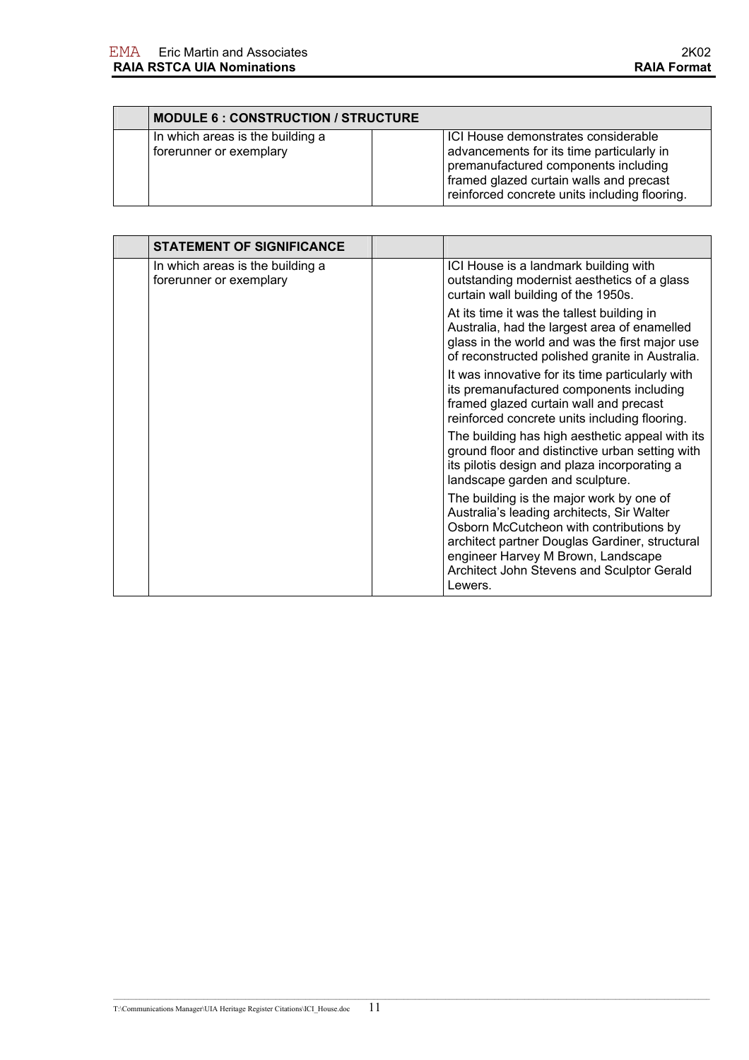| | MODULE 6 : CONSTRUCTION / STRUCTURE | | |
|---|---|---|---|
| | In which areas is the building a forerunner or exemplary | | ICI House demonstrates considerable advancements for its time particularly in premanufactured components including framed glazed curtain walls and precast reinforced concrete units including flooring. |

| | STATEMENT OF SIGNIFICANCE | | |
|---|---|---|---|
| | In which areas is the building a forerunner or exemplary | | ICI House is a landmark building with outstanding modernist aesthetics of a glass curtain wall building of the 1950s.<br><br>At its time it was the tallest building in Australia, had the largest area of enamelled glass in the world and was the first major use of reconstructed polished granite in Australia.<br><br>It was innovative for its time particularly with its premanufactured components including framed glazed curtain wall and precast reinforced concrete units including flooring.<br><br>The building has high aesthetic appeal with its ground floor and distinctive urban setting with its pilotis design and plaza incorporating a landscape garden and sculpture.<br><br>The building is the major work by one of Australia's leading architects, Sir Walter Osborn McCutcheon with contributions by architect partner Douglas Gardiner, structural engineer Harvey M Brown, Landscape Architect John Stevens and Sculptor Gerald Lewers. |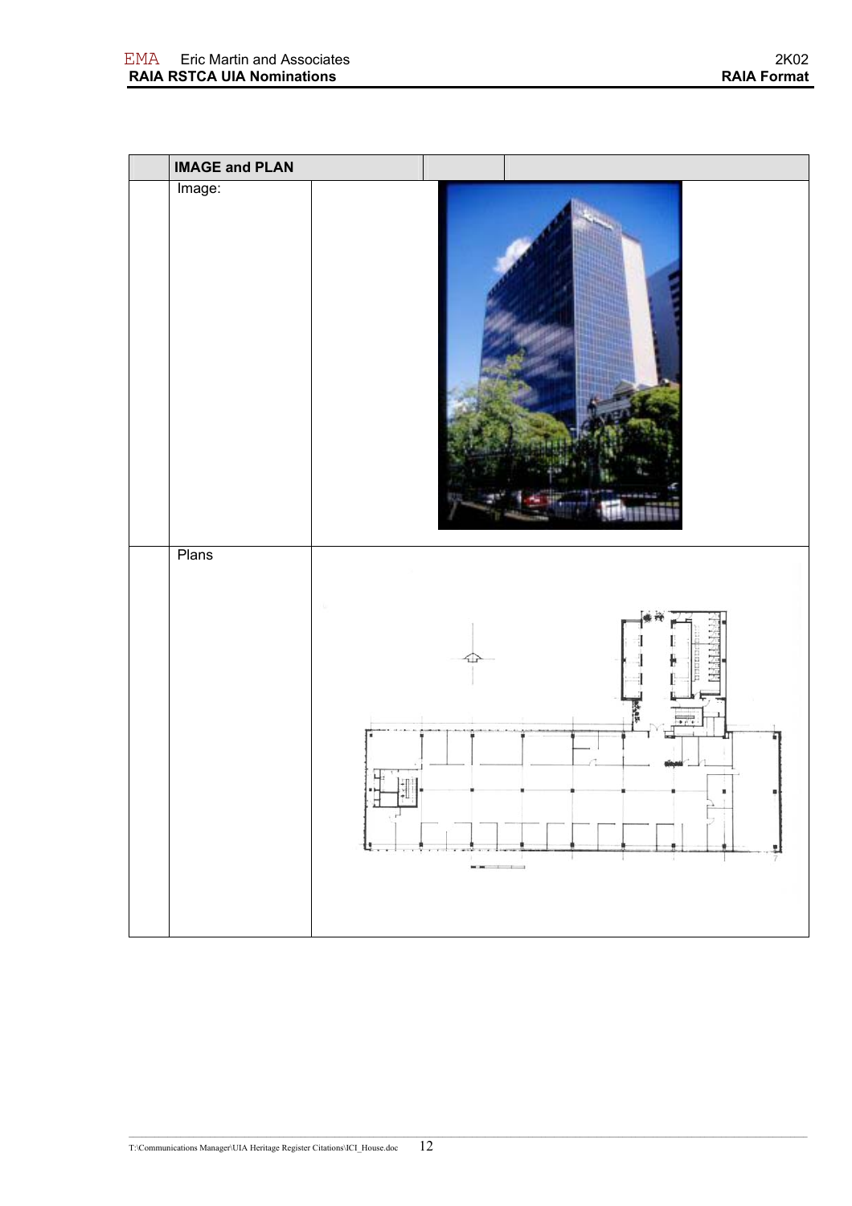| | IMAGE and PLAN | | |
|---|---|---|---|
| | Image: | | |
| | Plans | | |